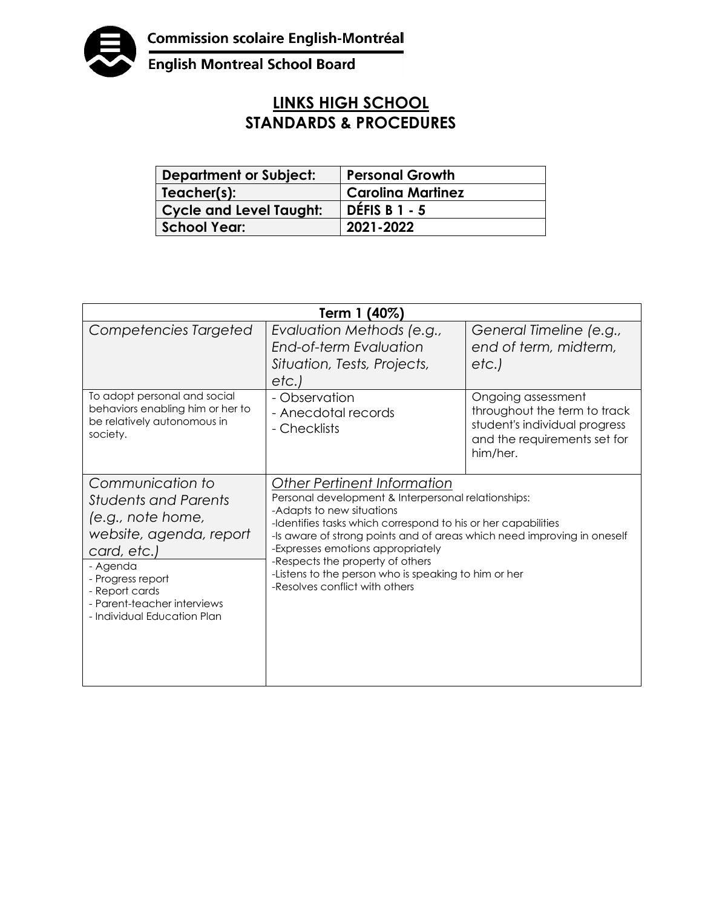Commission scolaire English-Montréal

English Montreal School Board

# LINKS HIGH SCHOOL
# STANDARDS & PROCEDURES

| Department or Subject: | Personal Growth |
|---|---|
| Teacher(s): | Carolina Martinez |
| Cycle and Level Taught: | DÉFIS B 1 - 5 |
| School Year: | 2021-2022 |

| Term 1 (40%) | | |
|---|---|---|
| *Competencies Targeted* | *Evaluation Methods (e.g., End-of-term Evaluation Situation, Tests, Projects, etc.)* | *General Timeline (e.g., end of term, midterm, etc.)* |
| To adopt personal and social behaviors enabling him or her to be relatively autonomous in society. | - Observation<br>- Anecdotal records<br>- Checklists | Ongoing assessment throughout the term to track student's individual progress and the requirements set for him/her. |
| *Communication to Students and Parents (e.g., note home, website, agenda, report card, etc.)*<br>- Agenda<br>- Progress report<br>- Report cards<br>- Parent-teacher interviews<br>- Individual Education Plan | *Other Pertinent Information*<br>Personal development & Interpersonal relationships:<br>-Adapts to new situations<br>-Identifies tasks which correspond to his or her capabilities<br>-Is aware of strong points and of areas which need improving in oneself<br>-Expresses emotions appropriately<br>-Respects the property of others<br>-Listens to the person who is speaking to him or her<br>-Resolves conflict with others | |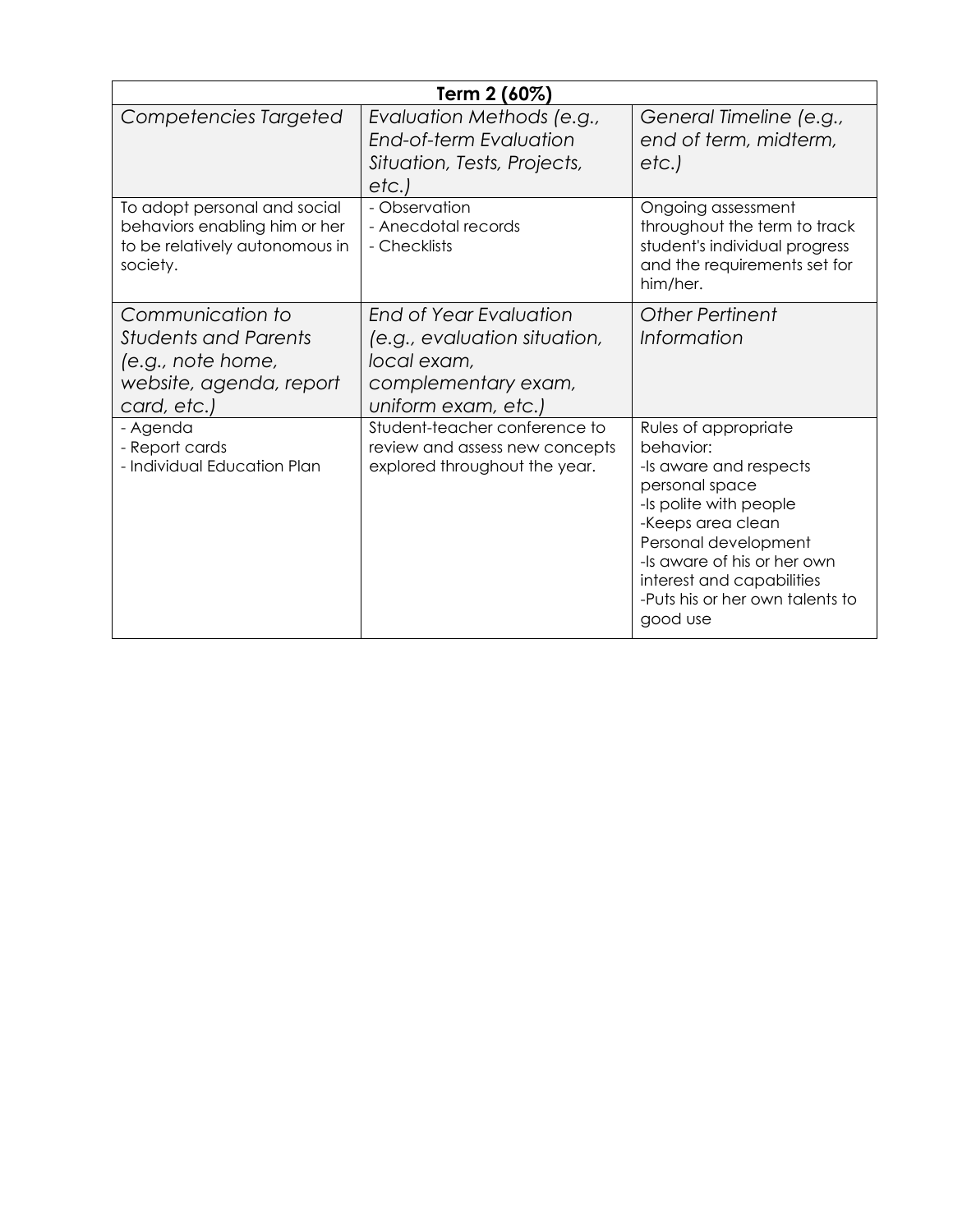| **Term 2 (60%)** | | |
|---|---|---|
| *Competencies Targeted* | *Evaluation Methods (e.g., End-of-term Evaluation Situation, Tests, Projects, etc.)* | *General Timeline (e.g., end of term, midterm, etc.)* |
| To adopt personal and social behaviors enabling him or her to be relatively autonomous in society. | - Observation<br>- Anecdotal records<br>- Checklists | Ongoing assessment throughout the term to track student's individual progress and the requirements set for him/her. |
| *Communication to Students and Parents (e.g., note home, website, agenda, report card, etc.)* | *End of Year Evaluation (e.g., evaluation situation, local exam, complementary exam, uniform exam, etc.)* | *Other Pertinent Information* |
| - Agenda<br>- Report cards<br>- Individual Education Plan | Student-teacher conference to review and assess new concepts explored throughout the year. | Rules of appropriate behavior:<br>-Is aware and respects personal space<br>-Is polite with people<br>-Keeps area clean<br>Personal development<br>-Is aware of his or her own interest and capabilities<br>-Puts his or her own talents to good use |